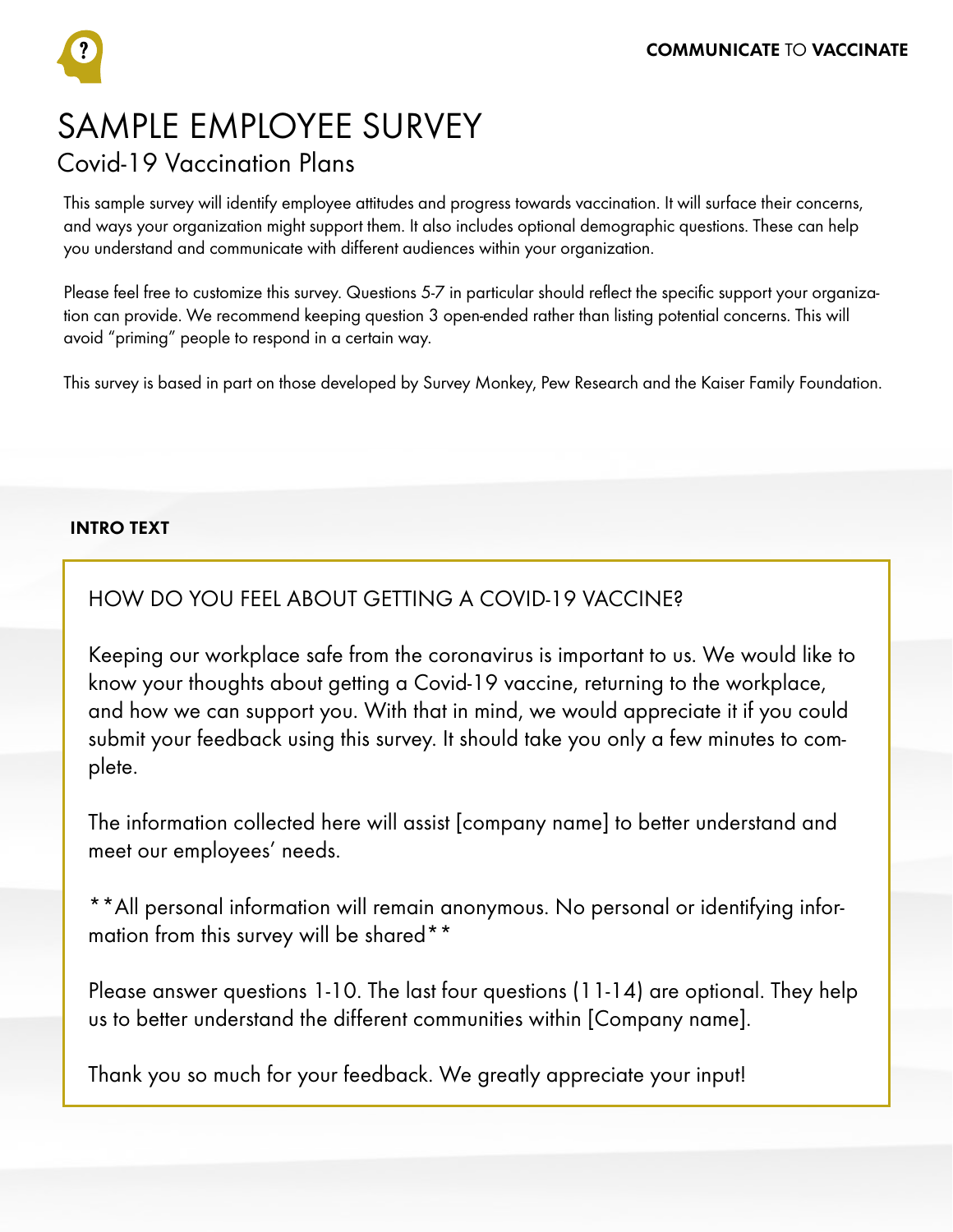# SAMPLE EMPLOYEE SURVEY

## Covid-19 Vaccination Plans

This sample survey will identify employee attitudes and progress towards vaccination. It will surface their concerns, and ways your organization might support them. It also includes optional demographic questions. These can help you understand and communicate with different audiences within your organization.

Please feel free to customize this survey. Questions 5-7 in particular should reflect the specific support your organization can provide. We recommend keeping question 3 open-ended rather than listing potential concerns. This will avoid "priming" people to respond in a certain way.

This survey is based in part on those developed by Survey Monkey, Pew Research and the Kaiser Family Foundation.

**INTRO TEXT**

HOW DO YOU FEEL ABOUT GETTING A COVID-19 VACCINE?

Keeping our workplace safe from the coronavirus is important to us. We would like to know your thoughts about getting a Covid-19 vaccine, returning to the workplace, and how we can support you. With that in mind, we would appreciate it if you could submit your feedback using this survey. It should take you only a few minutes to complete.

The information collected here will assist [company name] to better understand and meet our employees' needs.

**All personal information will remain anonymous. No personal or identifying information from this survey will be shared**

Please answer questions 1-10. The last four questions (11-14) are optional. They help us to better understand the different communities within [Company name].

Thank you so much for your feedback. We greatly appreciate your input!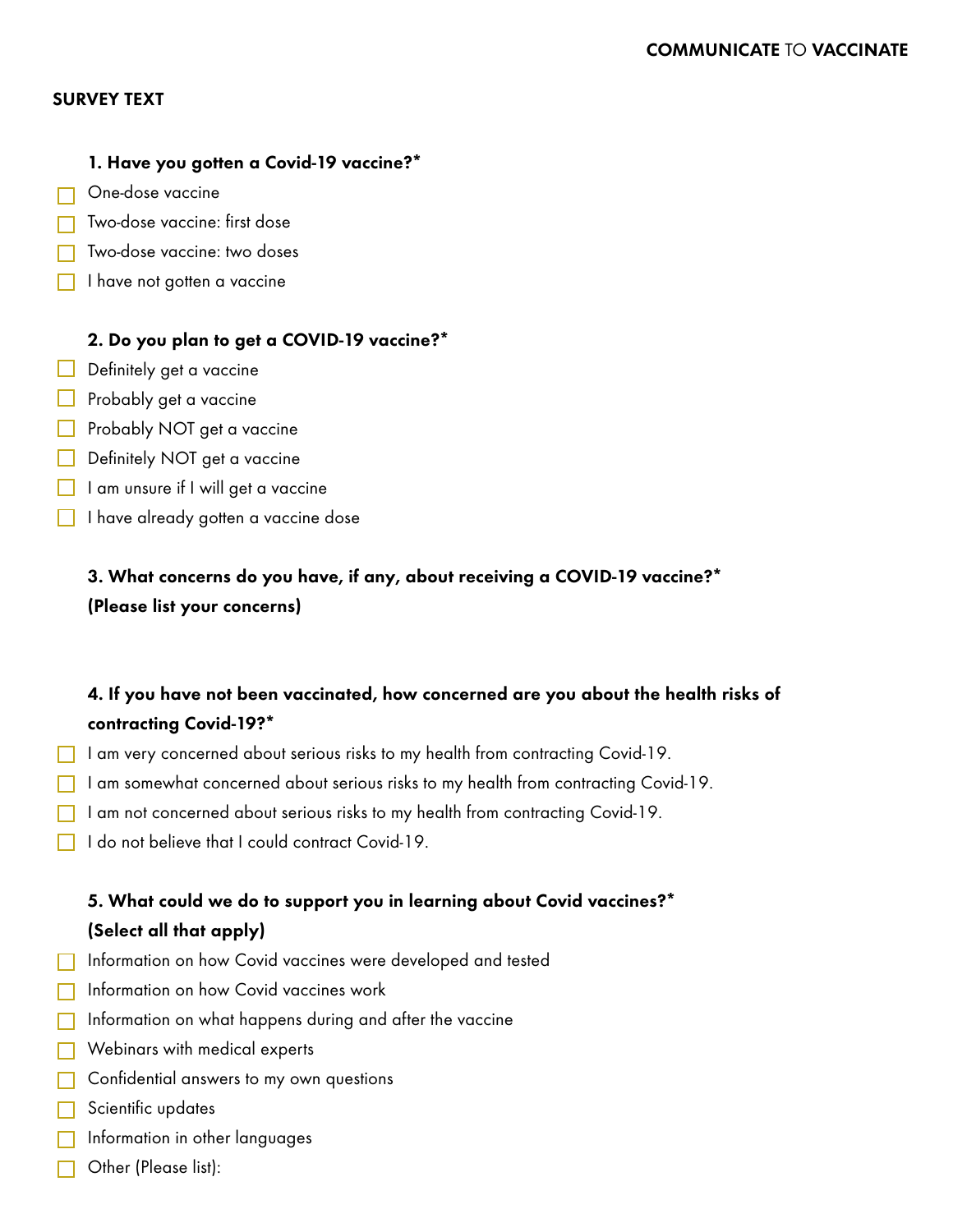## SURVEY TEXT

**1. Have you gotten a Covid-19 vaccine?***

- [ ] One-dose vaccine
- [ ] Two-dose vaccine: first dose
- [ ] Two-dose vaccine: two doses
- [ ] I have not gotten a vaccine

**2. Do you plan to get a COVID-19 vaccine?***

- [ ] Definitely get a vaccine
- [ ] Probably get a vaccine
- [ ] Probably NOT get a vaccine
- [ ] Definitely NOT get a vaccine
- [ ] I am unsure if I will get a vaccine
- [ ] I have already gotten a vaccine dose

**3. What concerns do you have, if any, about receiving a COVID-19 vaccine?***
**(Please list your concerns)**

**4. If you have not been vaccinated, how concerned are you about the health risks of contracting Covid-19?***

- [ ] I am very concerned about serious risks to my health from contracting Covid-19.
- [ ] I am somewhat concerned about serious risks to my health from contracting Covid-19.
- [ ] I am not concerned about serious risks to my health from contracting Covid-19.
- [ ] I do not believe that I could contract Covid-19.

**5. What could we do to support you in learning about Covid vaccines?***
**(Select all that apply)**

- [ ] Information on how Covid vaccines were developed and tested
- [ ] Information on how Covid vaccines work
- [ ] Information on what happens during and after the vaccine
- [ ] Webinars with medical experts
- [ ] Confidential answers to my own questions
- [ ] Scientific updates
- [ ] Information in other languages
- [ ] Other (Please list):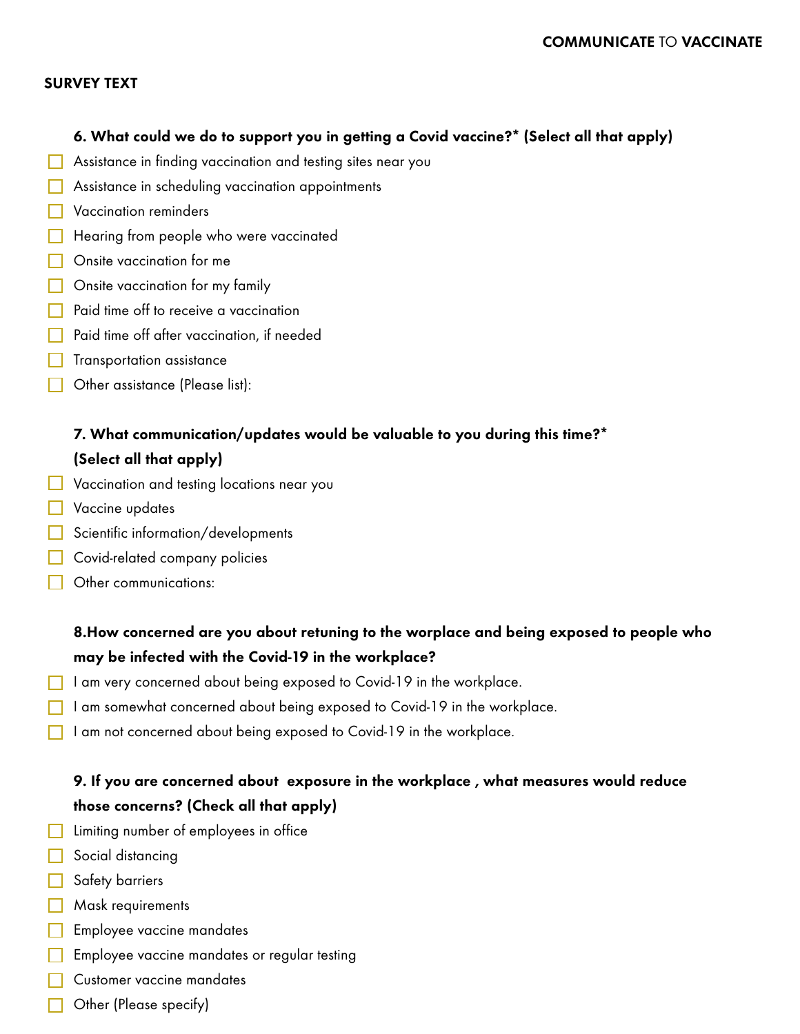## SURVEY TEXT

**6. What could we do to support you in getting a Covid vaccine?* (Select all that apply)**

- [ ] Assistance in finding vaccination and testing sites near you
- [ ] Assistance in scheduling vaccination appointments
- [ ] Vaccination reminders
- [ ] Hearing from people who were vaccinated
- [ ] Onsite vaccination for me
- [ ] Onsite vaccination for my family
- [ ] Paid time off to receive a vaccination
- [ ] Paid time off after vaccination, if needed
- [ ] Transportation assistance
- [ ] Other assistance (Please list):

**7. What communication/updates would be valuable to you during this time?* (Select all that apply)**

- [ ] Vaccination and testing locations near you
- [ ] Vaccine updates
- [ ] Scientific information/developments
- [ ] Covid-related company policies
- [ ] Other communications:

**8.How concerned are you about retuning to the worplace and being exposed to people who may be infected with the Covid-19 in the workplace?**

- [ ] I am very concerned about being exposed to Covid-19 in the workplace.
- [ ] I am somewhat concerned about being exposed to Covid-19 in the workplace.
- [ ] I am not concerned about being exposed to Covid-19 in the workplace.

**9. If you are concerned about exposure in the workplace , what measures would reduce those concerns? (Check all that apply)**

- [ ] Limiting number of employees in office
- [ ] Social distancing
- [ ] Safety barriers
- [ ] Mask requirements
- [ ] Employee vaccine mandates
- [ ] Employee vaccine mandates or regular testing
- [ ] Customer vaccine mandates
- [ ] Other (Please specify)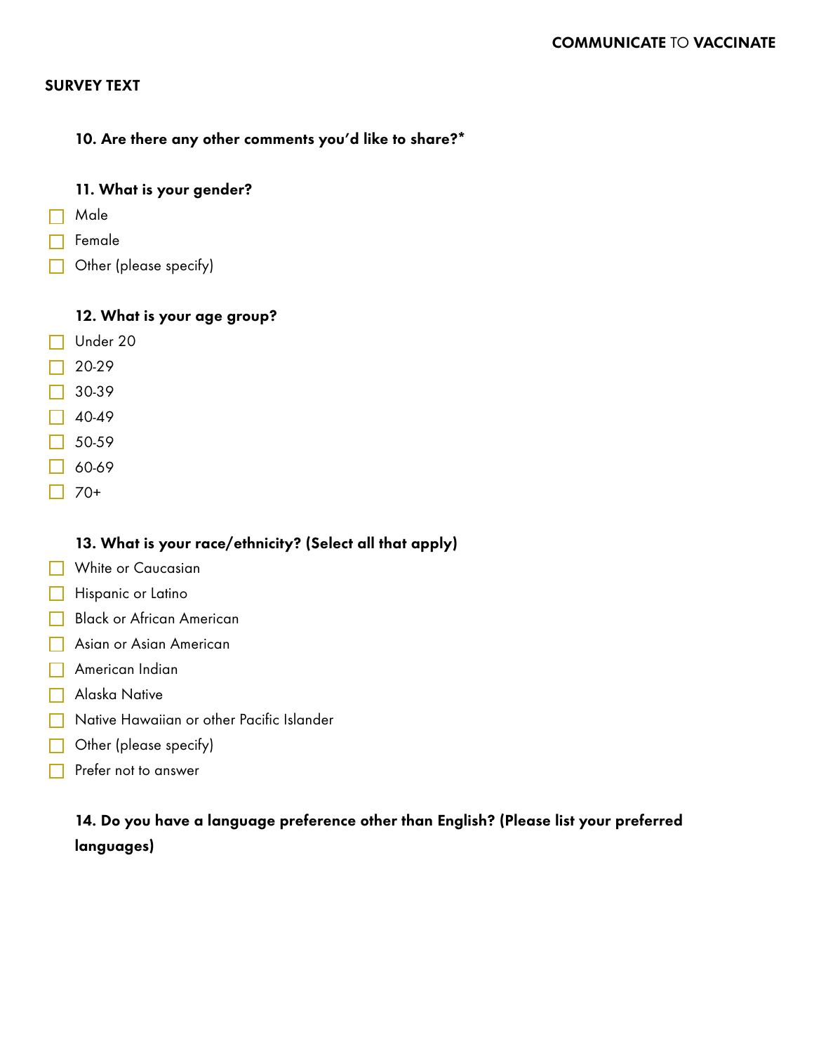## SURVEY TEXT

**10. Are there any other comments you'd like to share?***

**11. What is your gender?**

- ☐ Male
- ☐ Female
- ☐ Other (please specify)

**12. What is your age group?**

- ☐ Under 20
- ☐ 20-29
- ☐ 30-39
- ☐ 40-49
- ☐ 50-59
- ☐ 60-69
- ☐ 70+

**13. What is your race/ethnicity? (Select all that apply)**

- ☐ White or Caucasian
- ☐ Hispanic or Latino
- ☐ Black or African American
- ☐ Asian or Asian American
- ☐ American Indian
- ☐ Alaska Native
- ☐ Native Hawaiian or other Pacific Islander
- ☐ Other (please specify)
- ☐ Prefer not to answer

**14. Do you have a language preference other than English? (Please list your preferred languages)**